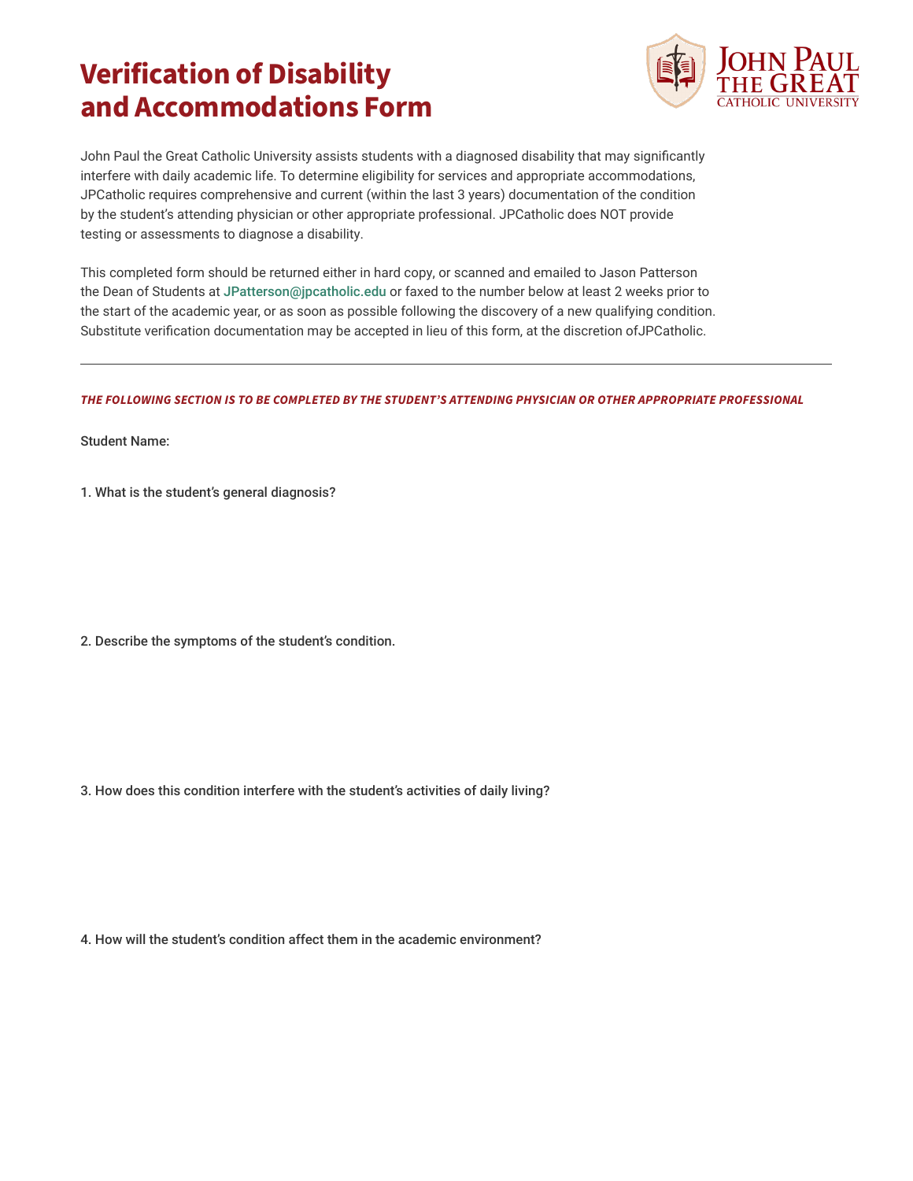# Verification of Disability and Accommodations Form

John Paul the Great Catholic University

John Paul the Great Catholic University assists students with a diagnosed disability that may significantly interfere with daily academic life. To determine eligibility for services and appropriate accommodations, JPCatholic requires comprehensive and current (within the last 3 years) documentation of the condition by the student's attending physician or other appropriate professional. JPCatholic does NOT provide testing or assessments to diagnose a disability.

This completed form should be returned either in hard copy, or scanned and emailed to Jason Patterson the Dean of Students at JPatterson@jpcatholic.edu or faxed to the number below at least 2 weeks prior to the start of the academic year, or as soon as possible following the discovery of a new qualifying condition. Substitute verification documentation may be accepted in lieu of this form, at the discretion ofJPCatholic.

---

***THE FOLLOWING SECTION IS TO BE COMPLETED BY THE STUDENT'S ATTENDING PHYSICIAN OR OTHER APPROPRIATE PROFESSIONAL***

Student Name:

1. What is the student's general diagnosis?

2. Describe the symptoms of the student's condition.

3. How does this condition interfere with the student's activities of daily living?

4. How will the student's condition affect them in the academic environment?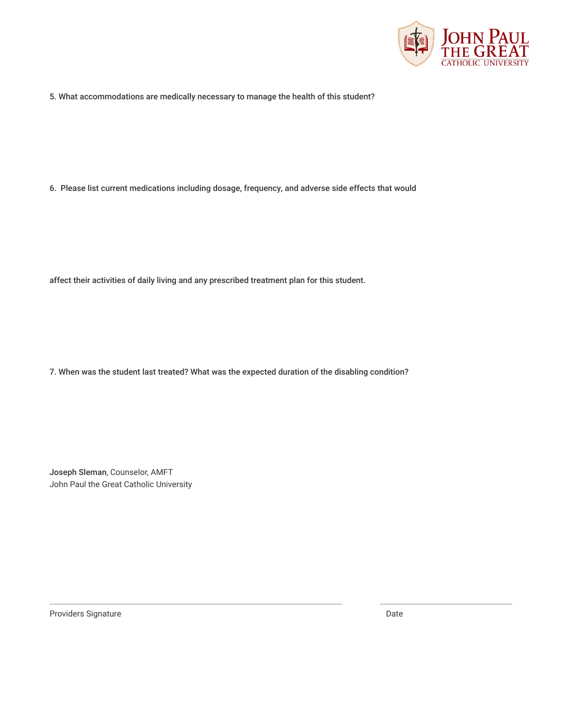5. What accommodations are medically necessary to manage the health of this student?

6. Please list current medications including dosage, frequency, and adverse side effects that would

affect their activities of daily living and any prescribed treatment plan for this student.

7. When was the student last treated? What was the expected duration of the disabling condition?

**Joseph Sleman**, Counselor, AMFT
John Paul the Great Catholic University

Providers Signature

Date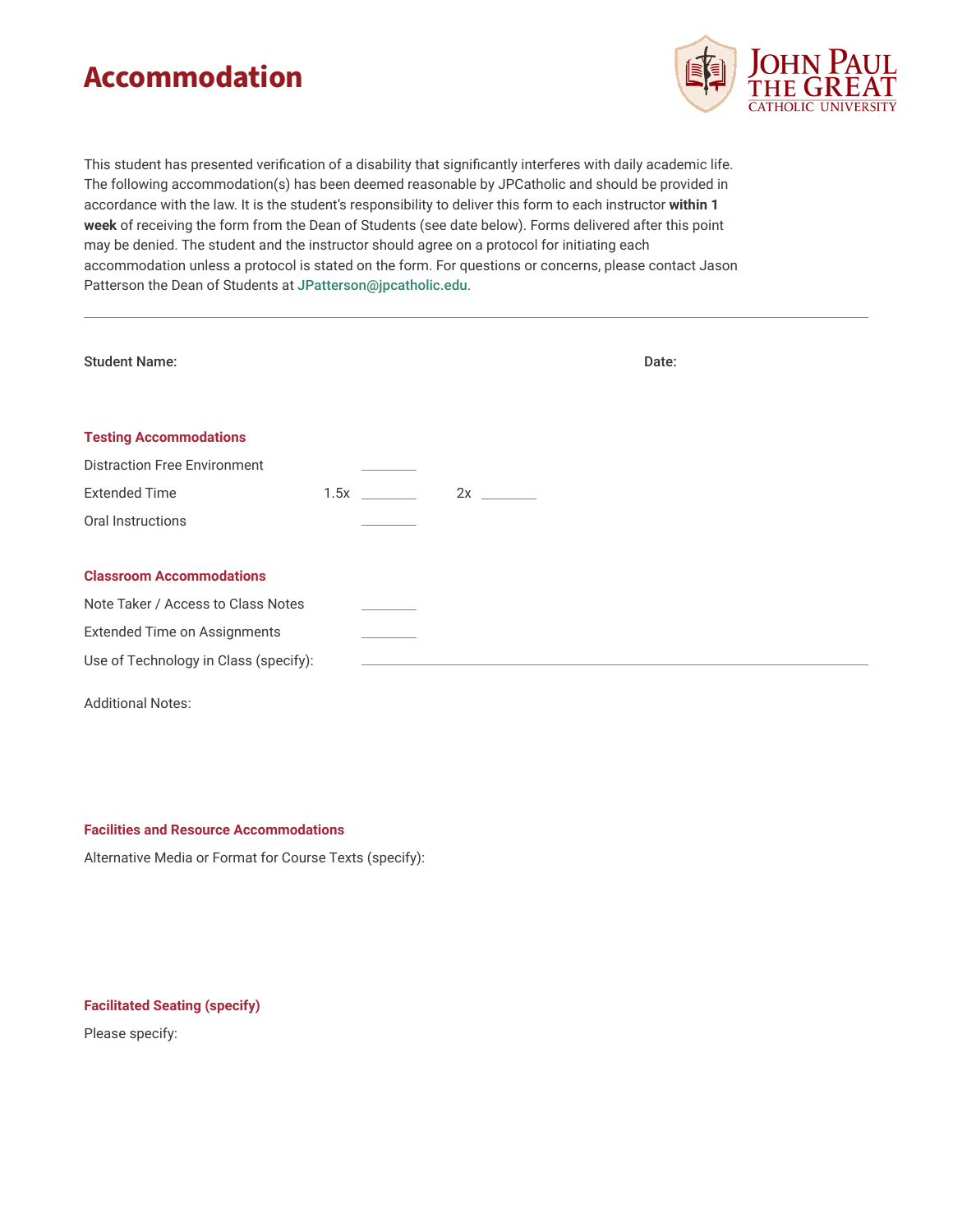# Accommodation

JOHN PAUL THE GREAT CATHOLIC UNIVERSITY

This student has presented verification of a disability that significantly interferes with daily academic life. The following accommodation(s) has been deemed reasonable by JPCatholic and should be provided in accordance with the law. It is the student's responsibility to deliver this form to each instructor **within 1 week** of receiving the form from the Dean of Students (see date below). Forms delivered after this point may be denied. The student and the instructor should agree on a protocol for initiating each accommodation unless a protocol is stated on the form. For questions or concerns, please contact Jason Patterson the Dean of Students at JPatterson@jpcatholic.edu.

---

**Student Name:** **Date:**

### Testing Accommodations

Distraction Free Environment ________

Extended Time 1.5x ________ 2x ________

Oral Instructions ________

### Classroom Accommodations

Note Taker / Access to Class Notes ________

Extended Time on Assignments ________

Use of Technology in Class (specify): ____________________________________________

Additional Notes:

### Facilities and Resource Accommodations

Alternative Media or Format for Course Texts (specify):

### Facilitated Seating (specify)

Please specify: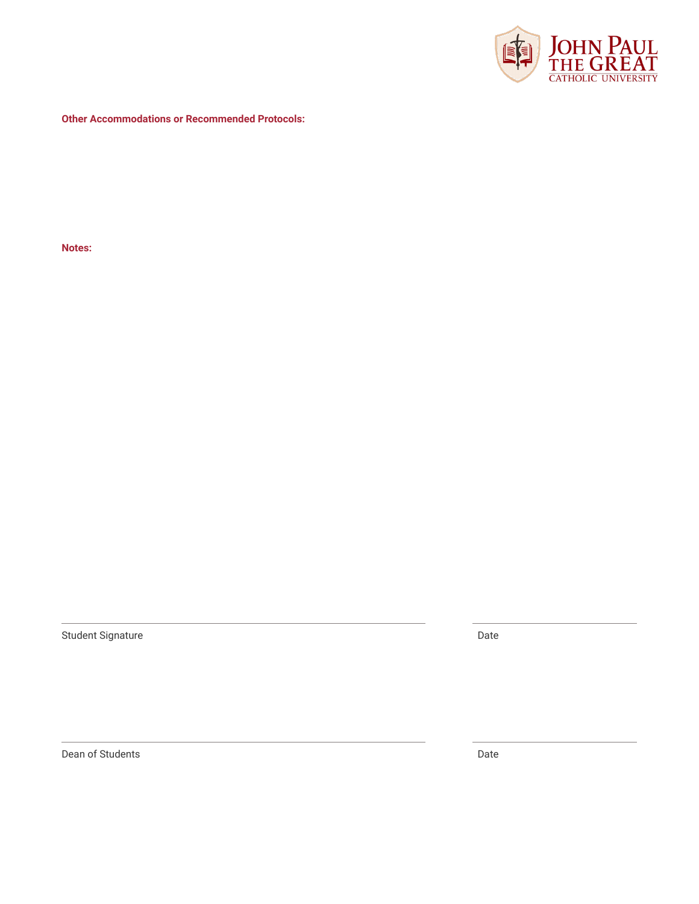**Other Accommodations or Recommended Protocols:**

**Notes:**

Student Signature

Date

Dean of Students

Date